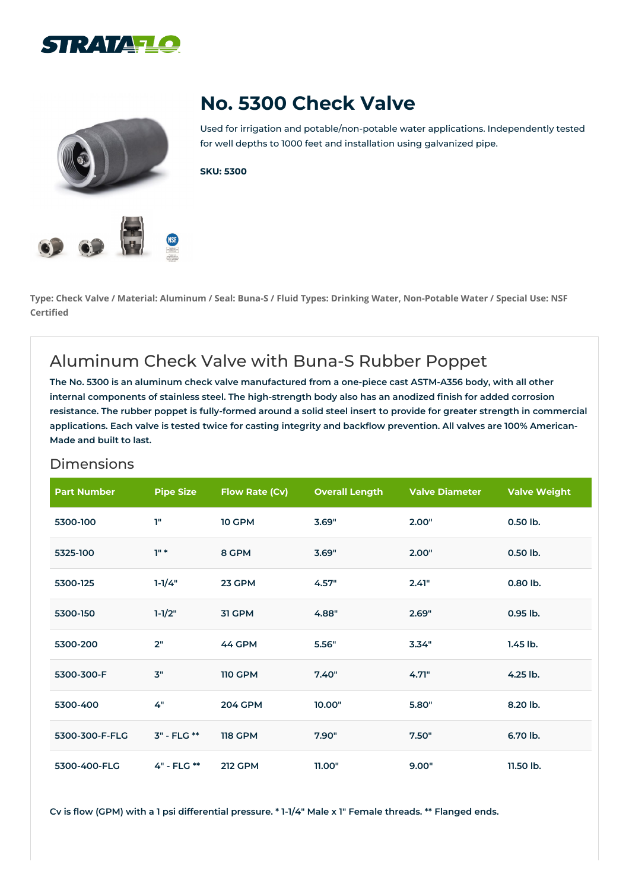STRATAFLO

# No. 5300 Check Valve

Used for irrigation and potable/non-potable water applications. Independently tested for well depths to 1000 feet and installation using galvanized pipe.

**SKU: 5300**

**Type: Check Valve / Material: Aluminum / Seal: Buna-S / Fluid Types: Drinking Water, Non-Potable Water / Special Use: NSF Certified**

## Aluminum Check Valve with Buna-S Rubber Poppet

**The No. 5300 is an aluminum check valve manufactured from a one-piece cast ASTM-A356 body, with all other internal components of stainless steel. The high-strength body also has an anodized finish for added corrosion resistance. The rubber poppet is fully-formed around a solid steel insert to provide for greater strength in commercial applications. Each valve is tested twice for casting integrity and backflow prevention. All valves are 100% American-Made and built to last.**

### Dimensions

| Part Number | Pipe Size | Flow Rate (Cv) | Overall Length | Valve Diameter | Valve Weight |
|---|---|---|---|---|---|
| 5300-100 | 1" | 10 GPM | 3.69" | 2.00" | 0.50 lb. |
| 5325-100 | 1" * | 8 GPM | 3.69" | 2.00" | 0.50 lb. |
| 5300-125 | 1-1/4" | 23 GPM | 4.57" | 2.41" | 0.80 lb. |
| 5300-150 | 1-1/2" | 31 GPM | 4.88" | 2.69" | 0.95 lb. |
| 5300-200 | 2" | 44 GPM | 5.56" | 3.34" | 1.45 lb. |
| 5300-300-F | 3" | 110 GPM | 7.40" | 4.71" | 4.25 lb. |
| 5300-400 | 4" | 204 GPM | 10.00" | 5.80" | 8.20 lb. |
| 5300-300-F-FLG | 3" - FLG ** | 118 GPM | 7.90" | 7.50" | 6.70 lb. |
| 5300-400-FLG | 4" - FLG ** | 212 GPM | 11.00" | 9.00" | 11.50 lb. |

**Cv is flow (GPM) with a 1 psi differential pressure. * 1-1/4" Male x 1" Female threads. ** Flanged ends.**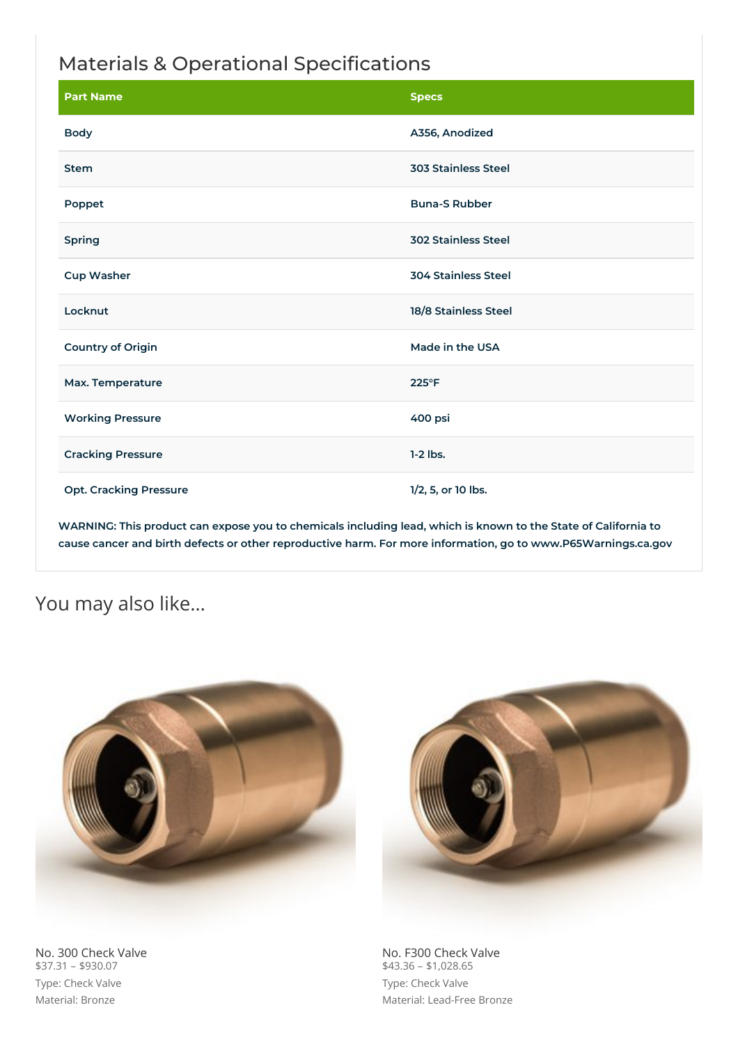## Materials & Operational Specifications

| Part Name | Specs |
|---|---|
| Body | A356, Anodized |
| Stem | 303 Stainless Steel |
| Poppet | Buna-S Rubber |
| Spring | 302 Stainless Steel |
| Cup Washer | 304 Stainless Steel |
| Locknut | 18/8 Stainless Steel |
| Country of Origin | Made in the USA |
| Max. Temperature | 225°F |
| Working Pressure | 400 psi |
| Cracking Pressure | 1-2 lbs. |
| Opt. Cracking Pressure | 1/2, 5, or 10 lbs. |

WARNING: This product can expose you to chemicals including lead, which is known to the State of California to cause cancer and birth defects or other reproductive harm. For more information, go to www.P65Warnings.ca.gov

## You may also like…

No. 300 Check Valve
$37.31 – $930.07
Type: Check Valve
Material: Bronze

No. F300 Check Valve
$43.36 – $1,028.65
Type: Check Valve
Material: Lead-Free Bronze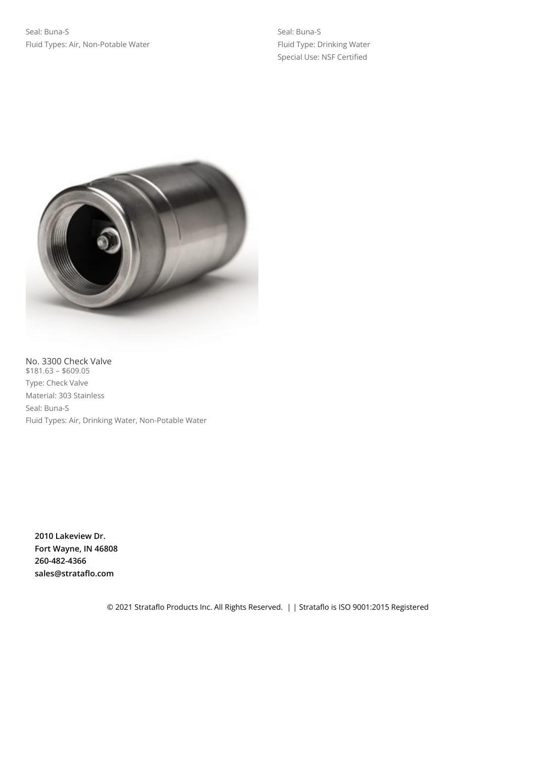Seal: Buna-S
Fluid Types: Air, Non-Potable Water

Seal: Buna-S
Fluid Type: Drinking Water
Special Use: NSF Certified

No. 3300 Check Valve
$181.63 – $609.05
Type: Check Valve
Material: 303 Stainless
Seal: Buna-S
Fluid Types: Air, Drinking Water, Non-Potable Water

**2010 Lakeview Dr.**
**Fort Wayne, IN 46808**
**260-482-4366**
**sales@strataflo.com**

© 2021 Strataflo Products Inc. All Rights Reserved. | | Strataflo is ISO 9001:2015 Registered